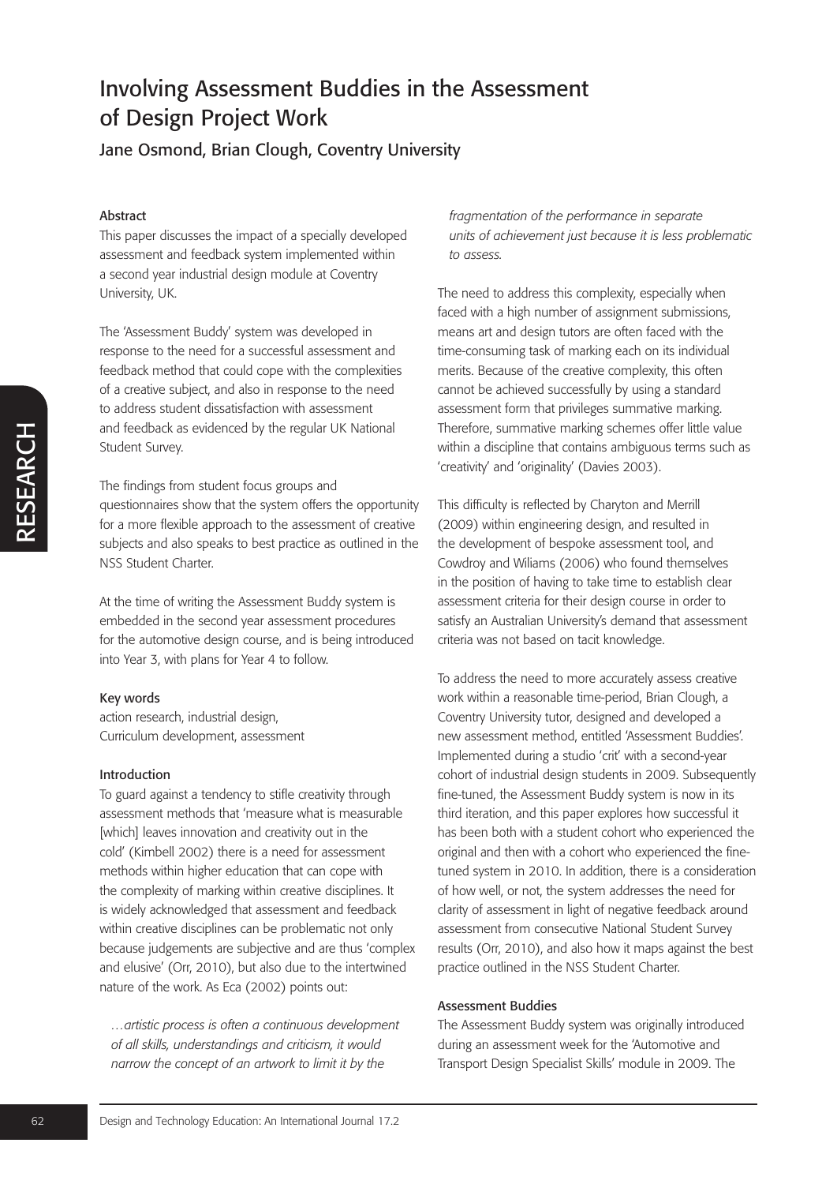# Involving Assessment Buddies in the Assessment of Design Project Work

## Jane Osmond, Brian Clough, Coventry University

### Abstract

This paper discusses the impact of a specially developed assessment and feedback system implemented within a second year industrial design module at Coventry University, UK.

The 'Assessment Buddy' system was developed in response to the need for a successful assessment and feedback method that could cope with the complexities of a creative subject, and also in response to the need to address student dissatisfaction with assessment and feedback as evidenced by the regular UK National Student Survey.

The findings from student focus groups and questionnaires show that the system offers the opportunity for a more flexible approach to the assessment of creative subjects and also speaks to best practice as outlined in the NSS Student Charter.

At the time of writing the Assessment Buddy system is embedded in the second year assessment procedures for the automotive design course, and is being introduced into Year 3, with plans for Year 4 to follow.

### Key words

action research, industrial design, Curriculum development, assessment

### Introduction

To guard against a tendency to stifle creativity through assessment methods that 'measure what is measurable [which] leaves innovation and creativity out in the cold' (Kimbell 2002) there is a need for assessment methods within higher education that can cope with the complexity of marking within creative disciplines. It is widely acknowledged that assessment and feedback within creative disciplines can be problematic not only because judgements are subjective and are thus 'complex and elusive' (Orr, 2010), but also due to the intertwined nature of the work. As Eca (2002) points out:

> *…artistic process is often a continuous development of all skills, understandings and criticism, it would narrow the concept of an artwork to limit it by the fragmentation of the performance in separate units of achievement just because it is less problematic to assess.*

The need to address this complexity, especially when faced with a high number of assignment submissions, means art and design tutors are often faced with the time-consuming task of marking each on its individual merits. Because of the creative complexity, this often cannot be achieved successfully by using a standard assessment form that privileges summative marking. Therefore, summative marking schemes offer little value within a discipline that contains ambiguous terms such as 'creativity' and 'originality' (Davies 2003).

This difficulty is reflected by Charyton and Merrill (2009) within engineering design, and resulted in the development of bespoke assessment tool, and Cowdroy and Wiliams (2006) who found themselves in the position of having to take time to establish clear assessment criteria for their design course in order to satisfy an Australian University's demand that assessment criteria was not based on tacit knowledge.

To address the need to more accurately assess creative work within a reasonable time-period, Brian Clough, a Coventry University tutor, designed and developed a new assessment method, entitled 'Assessment Buddies'. Implemented during a studio 'crit' with a second-year cohort of industrial design students in 2009. Subsequently fine-tuned, the Assessment Buddy system is now in its third iteration, and this paper explores how successful it has been both with a student cohort who experienced the original and then with a cohort who experienced the fine-tuned system in 2010. In addition, there is a consideration of how well, or not, the system addresses the need for clarity of assessment in light of negative feedback around assessment from consecutive National Student Survey results (Orr, 2010), and also how it maps against the best practice outlined in the NSS Student Charter.

### Assessment Buddies

The Assessment Buddy system was originally introduced during an assessment week for the 'Automotive and Transport Design Specialist Skills' module in 2009. The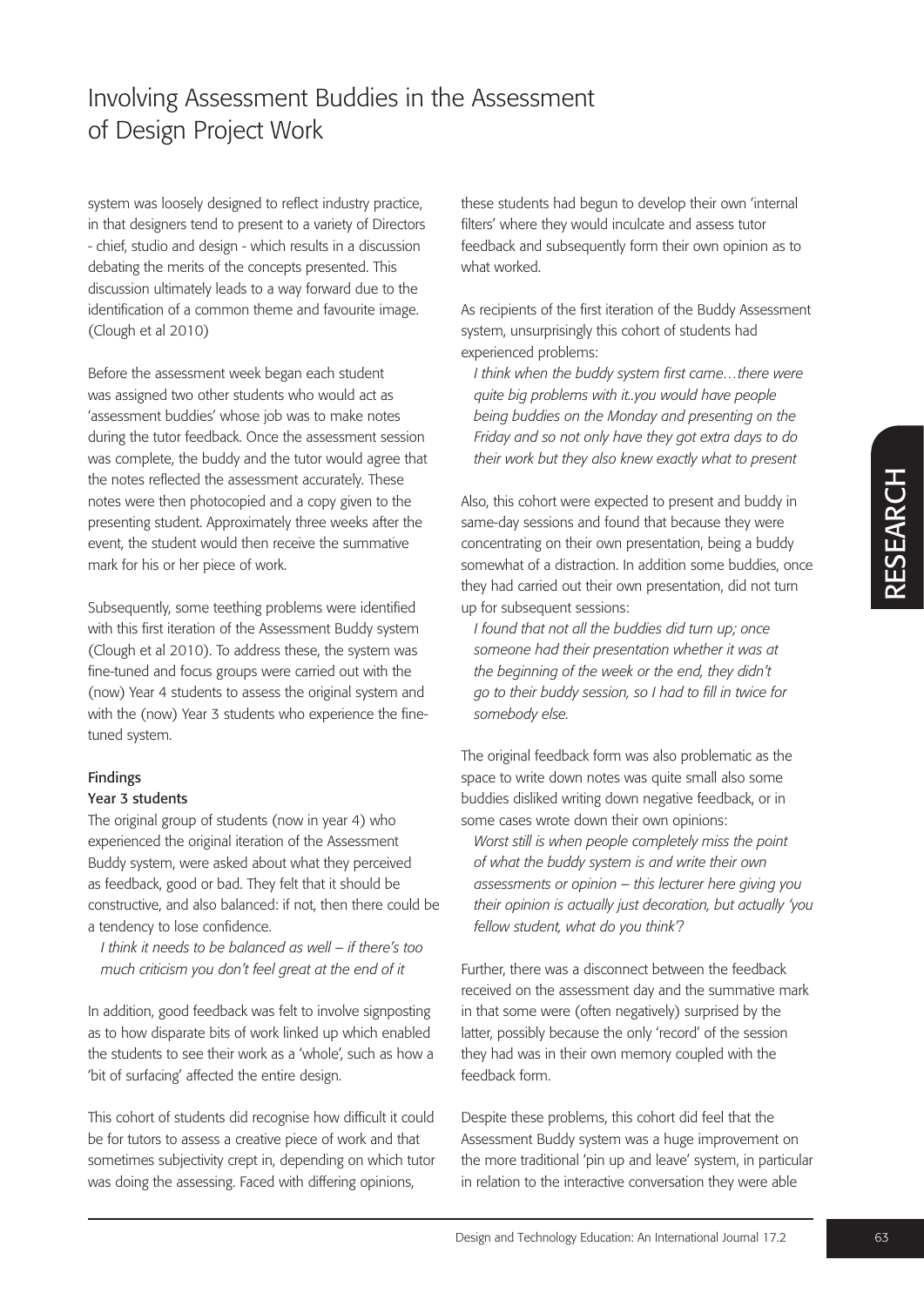system was loosely designed to reflect industry practice, in that designers tend to present to a variety of Directors - chief, studio and design - which results in a discussion debating the merits of the concepts presented. This discussion ultimately leads to a way forward due to the identification of a common theme and favourite image. (Clough et al 2010)

Before the assessment week began each student was assigned two other students who would act as 'assessment buddies' whose job was to make notes during the tutor feedback. Once the assessment session was complete, the buddy and the tutor would agree that the notes reflected the assessment accurately. These notes were then photocopied and a copy given to the presenting student. Approximately three weeks after the event, the student would then receive the summative mark for his or her piece of work.

Subsequently, some teething problems were identified with this first iteration of the Assessment Buddy system (Clough et al 2010). To address these, the system was fine-tuned and focus groups were carried out with the (now) Year 4 students to assess the original system and with the (now) Year 3 students who experience the fine-tuned system.

## Findings

### Year 3 students

The original group of students (now in year 4) who experienced the original iteration of the Assessment Buddy system, were asked about what they perceived as feedback, good or bad. They felt that it should be constructive, and also balanced: if not, then there could be a tendency to lose confidence.

> *I think it needs to be balanced as well – if there's too much criticism you don't feel great at the end of it*

In addition, good feedback was felt to involve signposting as to how disparate bits of work linked up which enabled the students to see their work as a 'whole', such as how a 'bit of surfacing' affected the entire design.

This cohort of students did recognise how difficult it could be for tutors to assess a creative piece of work and that sometimes subjectivity crept in, depending on which tutor was doing the assessing. Faced with differing opinions, these students had begun to develop their own 'internal filters' where they would inculcate and assess tutor feedback and subsequently form their own opinion as to what worked.

As recipients of the first iteration of the Buddy Assessment system, unsurprisingly this cohort of students had experienced problems:

> *I think when the buddy system first came…there were quite big problems with it..you would have people being buddies on the Monday and presenting on the Friday and so not only have they got extra days to do their work but they also knew exactly what to present*

Also, this cohort were expected to present and buddy in same-day sessions and found that because they were concentrating on their own presentation, being a buddy somewhat of a distraction. In addition some buddies, once they had carried out their own presentation, did not turn up for subsequent sessions:

> *I found that not all the buddies did turn up; once someone had their presentation whether it was at the beginning of the week or the end, they didn't go to their buddy session, so I had to fill in twice for somebody else.*

The original feedback form was also problematic as the space to write down notes was quite small also some buddies disliked writing down negative feedback, or in some cases wrote down their own opinions:

> *Worst still is when people completely miss the point of what the buddy system is and write their own assessments or opinion – this lecturer here giving you their opinion is actually just decoration, but actually 'you fellow student, what do you think'?*

Further, there was a disconnect between the feedback received on the assessment day and the summative mark in that some were (often negatively) surprised by the latter, possibly because the only 'record' of the session they had was in their own memory coupled with the feedback form.

Despite these problems, this cohort did feel that the Assessment Buddy system was a huge improvement on the more traditional 'pin up and leave' system, in particular in relation to the interactive conversation they were able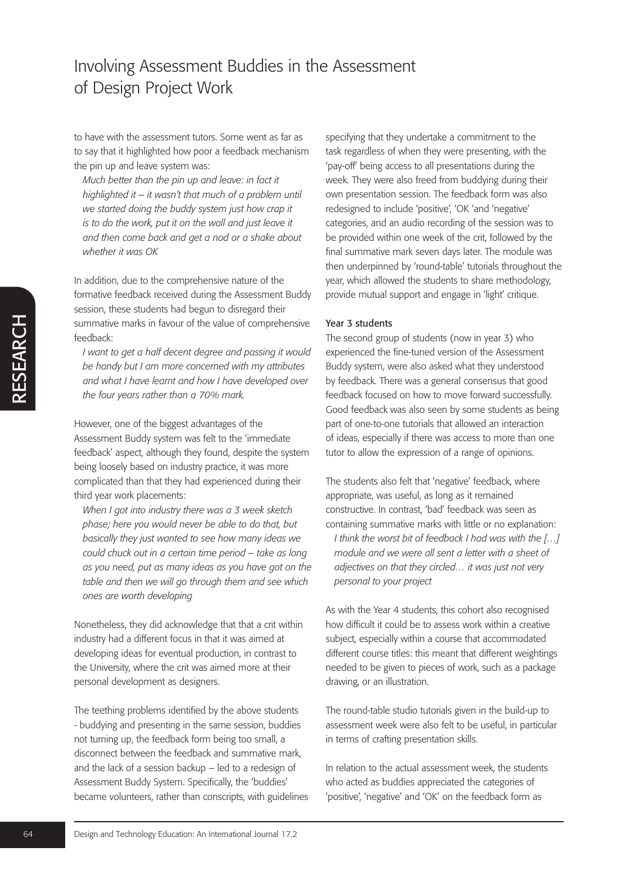to have with the assessment tutors. Some went as far as to say that it highlighted how poor a feedback mechanism the pin up and leave system was:

*Much better than the pin up and leave: in fact it highlighted it – it wasn't that much of a problem until we started doing the buddy system just how crap it is to do the work, put it on the wall and just leave it and then come back and get a nod or a shake about whether it was OK*

In addition, due to the comprehensive nature of the formative feedback received during the Assessment Buddy session, these students had begun to disregard their summative marks in favour of the value of comprehensive feedback:

*I want to get a half decent degree and passing it would be handy but I am more concerned with my attributes and what I have learnt and how I have developed over the four years rather than a 70% mark.*

However, one of the biggest advantages of the Assessment Buddy system was felt to the 'immediate feedback' aspect, although they found, despite the system being loosely based on industry practice, it was more complicated than that they had experienced during their third year work placements:

*When I got into industry there was a 3 week sketch phase; here you would never be able to do that, but basically they just wanted to see how many ideas we could chuck out in a certain time period – take as long as you need, put as many ideas as you have got on the table and then we will go through them and see which ones are worth developing*

Nonetheless, they did acknowledge that that a crit within industry had a different focus in that it was aimed at developing ideas for eventual production, in contrast to the University, where the crit was aimed more at their personal development as designers.

The teething problems identified by the above students - buddying and presenting in the same session, buddies not turning up, the feedback form being too small, a disconnect between the feedback and summative mark, and the lack of a session backup – led to a redesign of Assessment Buddy System. Specifically, the 'buddies' became volunteers, rather than conscripts, with guidelines specifying that they undertake a commitment to the task regardless of when they were presenting, with the 'pay-off' being access to all presentations during the week. They were also freed from buddying during their own presentation session. The feedback form was also redesigned to include 'positive', 'OK 'and 'negative' categories, and an audio recording of the session was to be provided within one week of the crit, followed by the final summative mark seven days later. The module was then underpinned by 'round-table' tutorials throughout the year, which allowed the students to share methodology, provide mutual support and engage in 'light' critique.

### Year 3 students

The second group of students (now in year 3) who experienced the fine-tuned version of the Assessment Buddy system, were also asked what they understood by feedback. There was a general consensus that good feedback focused on how to move forward successfully. Good feedback was also seen by some students as being part of one-to-one tutorials that allowed an interaction of ideas, especially if there was access to more than one tutor to allow the expression of a range of opinions.

The students also felt that 'negative' feedback, where appropriate, was useful, as long as it remained constructive. In contrast, 'bad' feedback was seen as containing summative marks with little or no explanation:

*I think the worst bit of feedback I had was with the […] module and we were all sent a letter with a sheet of adjectives on that they circled… it was just not very personal to your project*

As with the Year 4 students, this cohort also recognised how difficult it could be to assess work within a creative subject, especially within a course that accommodated different course titles: this meant that different weightings needed to be given to pieces of work, such as a package drawing, or an illustration.

The round-table studio tutorials given in the build-up to assessment week were also felt to be useful, in particular in terms of crafting presentation skills.

In relation to the actual assessment week, the students who acted as buddies appreciated the categories of 'positive', 'negative' and 'OK' on the feedback form as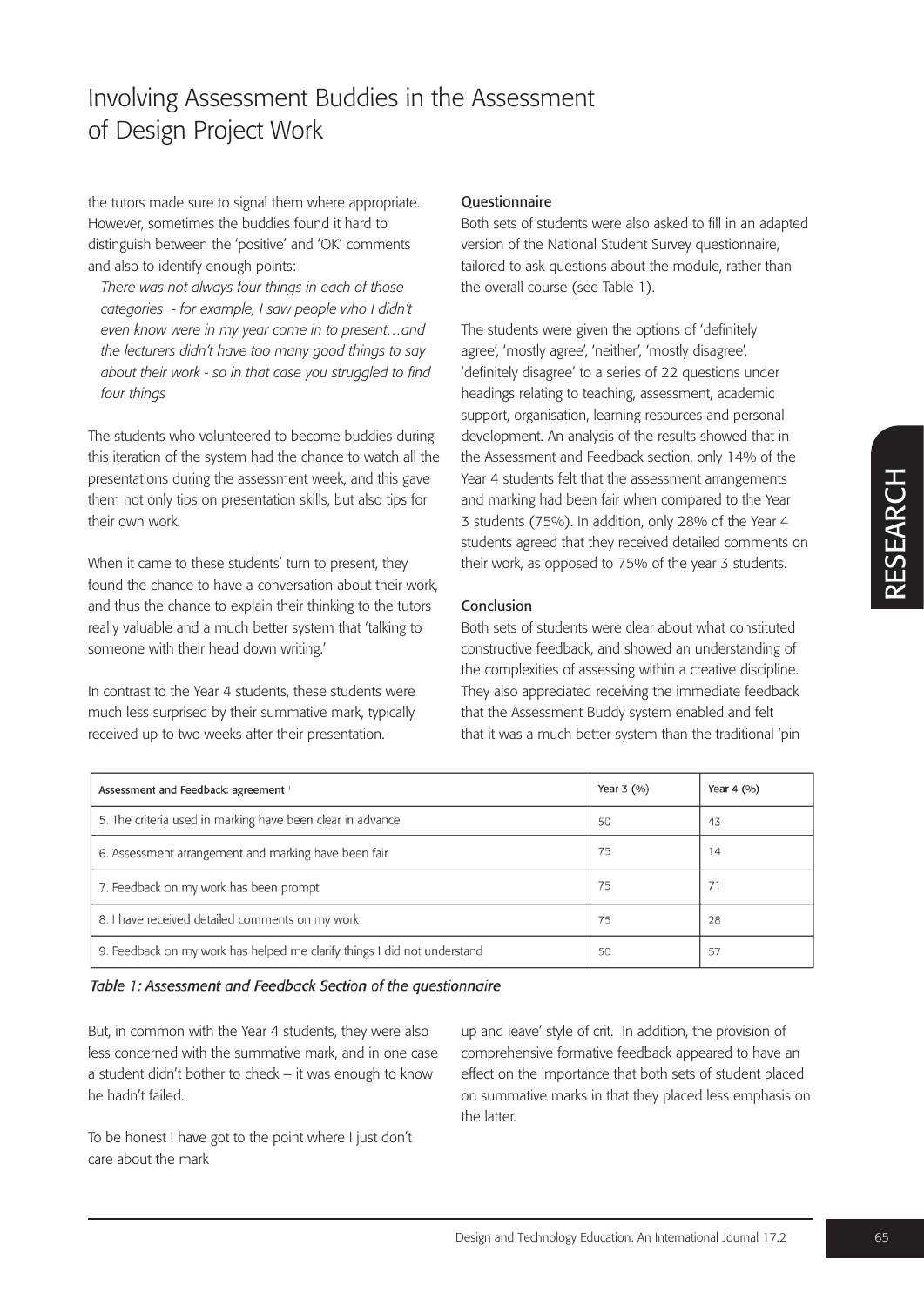the tutors made sure to signal them where appropriate. However, sometimes the buddies found it hard to distinguish between the 'positive' and 'OK' comments and also to identify enough points:

> *There was not always four things in each of those categories - for example, I saw people who I didn't even know were in my year come in to present…and the lecturers didn't have too many good things to say about their work - so in that case you struggled to find four things*

The students who volunteered to become buddies during this iteration of the system had the chance to watch all the presentations during the assessment week, and this gave them not only tips on presentation skills, but also tips for their own work.

When it came to these students' turn to present, they found the chance to have a conversation about their work, and thus the chance to explain their thinking to the tutors really valuable and a much better system that 'talking to someone with their head down writing.'

In contrast to the Year 4 students, these students were much less surprised by their summative mark, typically received up to two weeks after their presentation.

But, in common with the Year 4 students, they were also less concerned with the summative mark, and in one case a student didn't bother to check – it was enough to know he hadn't failed.

> To be honest I have got to the point where I just don't care about the mark

### Questionnaire

Both sets of students were also asked to fill in an adapted version of the National Student Survey questionnaire, tailored to ask questions about the module, rather than the overall course (see Table 1).

The students were given the options of 'definitely agree', 'mostly agree', 'neither', 'mostly disagree', 'definitely disagree' to a series of 22 questions under headings relating to teaching, assessment, academic support, organisation, learning resources and personal development. An analysis of the results showed that in the Assessment and Feedback section, only 14% of the Year 4 students felt that the assessment arrangements and marking had been fair when compared to the Year 3 students (75%). In addition, only 28% of the Year 4 students agreed that they received detailed comments on their work, as opposed to 75% of the year 3 students.

### Conclusion

Both sets of students were clear about what constituted constructive feedback, and showed an understanding of the complexities of assessing within a creative discipline. They also appreciated receiving the immediate feedback that the Assessment Buddy system enabled and felt that it was a much better system than the traditional 'pin up and leave' style of crit. In addition, the provision of comprehensive formative feedback appeared to have an effect on the importance that both sets of student placed on summative marks in that they placed less emphasis on the latter.

| Assessment and Feedback: agreement [1] | Year 3 (%) | Year 4 (%) |
|---|---|---|
| 5. The criteria used in marking have been clear in advance | 50 | 43 |
| 6. Assessment arrangement and marking have been fair | 75 | 14 |
| 7. Feedback on my work has been prompt | 75 | 71 |
| 8. I have received detailed comments on my work | 75 | 28 |
| 9. Feedback on my work has helped me clarify things I did not understand | 50 | 57 |

*Table 1: Assessment and Feedback Section of the questionnaire*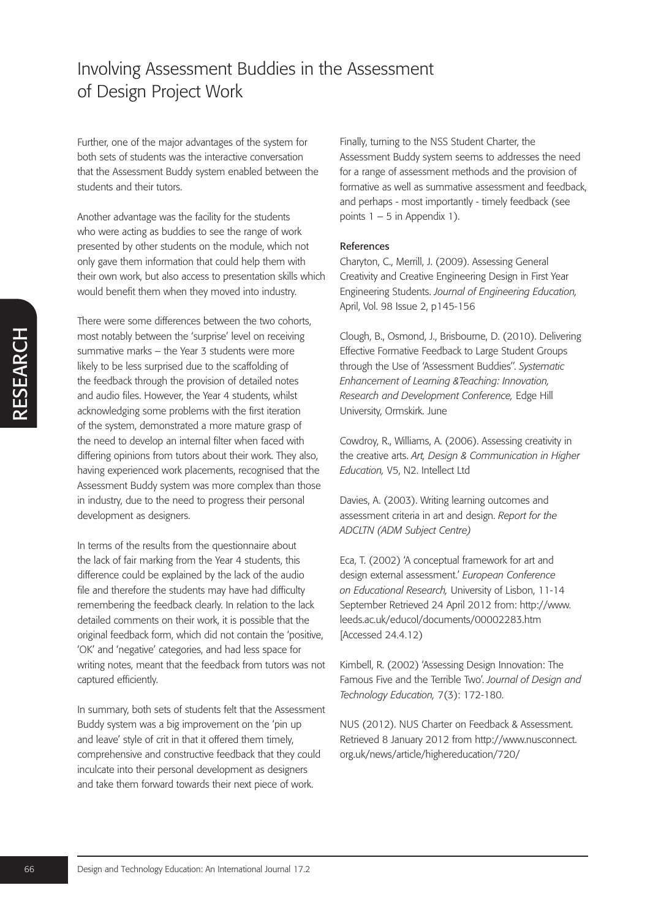Further, one of the major advantages of the system for both sets of students was the interactive conversation that the Assessment Buddy system enabled between the students and their tutors.

Another advantage was the facility for the students who were acting as buddies to see the range of work presented by other students on the module, which not only gave them information that could help them with their own work, but also access to presentation skills which would benefit them when they moved into industry.

There were some differences between the two cohorts, most notably between the 'surprise' level on receiving summative marks – the Year 3 students were more likely to be less surprised due to the scaffolding of the feedback through the provision of detailed notes and audio files. However, the Year 4 students, whilst acknowledging some problems with the first iteration of the system, demonstrated a more mature grasp of the need to develop an internal filter when faced with differing opinions from tutors about their work. They also, having experienced work placements, recognised that the Assessment Buddy system was more complex than those in industry, due to the need to progress their personal development as designers.

In terms of the results from the questionnaire about the lack of fair marking from the Year 4 students, this difference could be explained by the lack of the audio file and therefore the students may have had difficulty remembering the feedback clearly. In relation to the lack detailed comments on their work, it is possible that the original feedback form, which did not contain the 'positive, 'OK' and 'negative' categories, and had less space for writing notes, meant that the feedback from tutors was not captured efficiently.

In summary, both sets of students felt that the Assessment Buddy system was a big improvement on the 'pin up and leave' style of crit in that it offered them timely, comprehensive and constructive feedback that they could inculcate into their personal development as designers and take them forward towards their next piece of work.

Finally, turning to the NSS Student Charter, the Assessment Buddy system seems to addresses the need for a range of assessment methods and the provision of formative as well as summative assessment and feedback, and perhaps - most importantly - timely feedback (see points 1 – 5 in Appendix 1).

## References

Charyton, C., Merrill, J. (2009). Assessing General Creativity and Creative Engineering Design in First Year Engineering Students. *Journal of Engineering Education,* April, Vol. 98 Issue 2, p145-156

Clough, B., Osmond, J., Brisbourne, D. (2010). Delivering Effective Formative Feedback to Large Student Groups through the Use of 'Assessment Buddies''. *Systematic Enhancement of Learning &Teaching: Innovation, Research and Development Conference,* Edge Hill University, Ormskirk. June

Cowdroy, R., Williams, A. (2006). Assessing creativity in the creative arts. *Art, Design & Communication in Higher Education,* V5, N2. Intellect Ltd

Davies, A. (2003). Writing learning outcomes and assessment criteria in art and design. *Report for the ADCLTN (ADM Subject Centre)*

Eca, T. (2002) 'A conceptual framework for art and design external assessment.' *European Conference on Educational Research,* University of Lisbon, 11-14 September Retrieved 24 April 2012 from: http://www.leeds.ac.uk/educol/documents/00002283.htm [Accessed 24.4.12)

Kimbell, R. (2002) 'Assessing Design Innovation: The Famous Five and the Terrible Two'. *Journal of Design and Technology Education,* 7(3): 172-180.

NUS (2012). NUS Charter on Feedback & Assessment. Retrieved 8 January 2012 from http://www.nusconnect.org.uk/news/article/highereducation/720/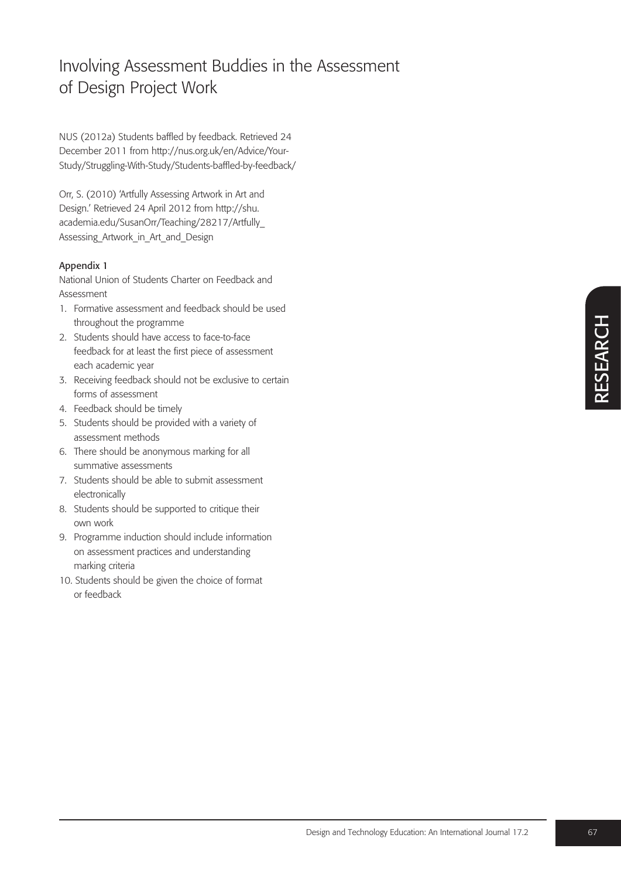NUS (2012a) Students baffled by feedback. Retrieved 24 December 2011 from http://nus.org.uk/en/Advice/Your-Study/Struggling-With-Study/Students-baffled-by-feedback/

Orr, S. (2010) 'Artfully Assessing Artwork in Art and Design.' Retrieved 24 April 2012 from http://shu.academia.edu/SusanOrr/Teaching/28217/Artfully_Assessing_Artwork_in_Art_and_Design

## Appendix 1

National Union of Students Charter on Feedback and Assessment

1. Formative assessment and feedback should be used throughout the programme
2. Students should have access to face-to-face feedback for at least the first piece of assessment each academic year
3. Receiving feedback should not be exclusive to certain forms of assessment
4. Feedback should be timely
5. Students should be provided with a variety of assessment methods
6. There should be anonymous marking for all summative assessments
7. Students should be able to submit assessment electronically
8. Students should be supported to critique their own work
9. Programme induction should include information on assessment practices and understanding marking criteria
10. Students should be given the choice of format or feedback